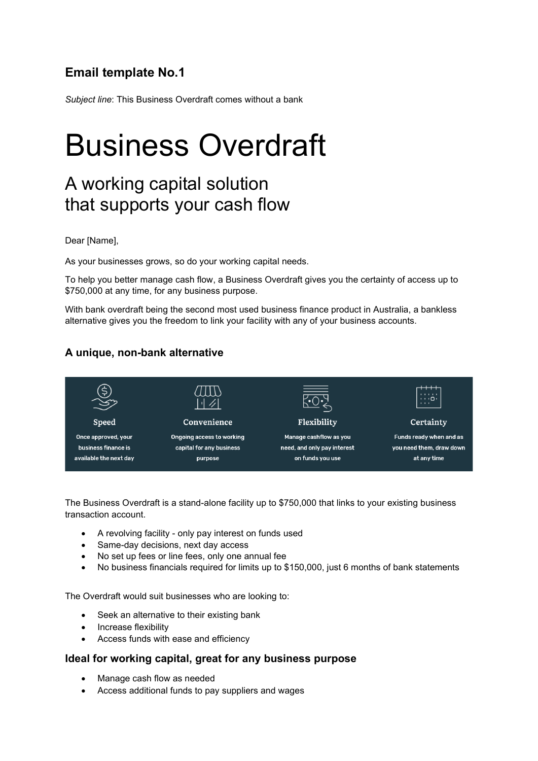## Email template No.1

*Subject line*: This Business Overdraft comes without a bank

# Business Overdraft

## A working capital solution that supports your cash flow

Dear [Name],

As your businesses grows, so do your working capital needs.

To help you better manage cash flow, a Business Overdraft gives you the certainty of access up to $750,000 at any time, for any business purpose.

With bank overdraft being the second most used business finance product in Australia, a bankless alternative gives you the freedom to link your facility with any of your business accounts.

### A unique, non-bank alternative

| Speed | Convenience | Flexibility | Certainty |
| --- | --- | --- | --- |
| Once approved, your business finance is available the next day | Ongoing access to working capital for any business purpose | Manage cashflow as you need, and only pay interest on funds you use | Funds ready when and as you need them, draw down at any time |

The Business Overdraft is a stand-alone facility up to $750,000 that links to your existing business transaction account.

- A revolving facility - only pay interest on funds used
- Same-day decisions, next day access
- No set up fees or line fees, only one annual fee
- No business financials required for limits up to $150,000, just 6 months of bank statements

The Overdraft would suit businesses who are looking to:

- Seek an alternative to their existing bank
- Increase flexibility
- Access funds with ease and efficiency

### Ideal for working capital, great for any business purpose

- Manage cash flow as needed
- Access additional funds to pay suppliers and wages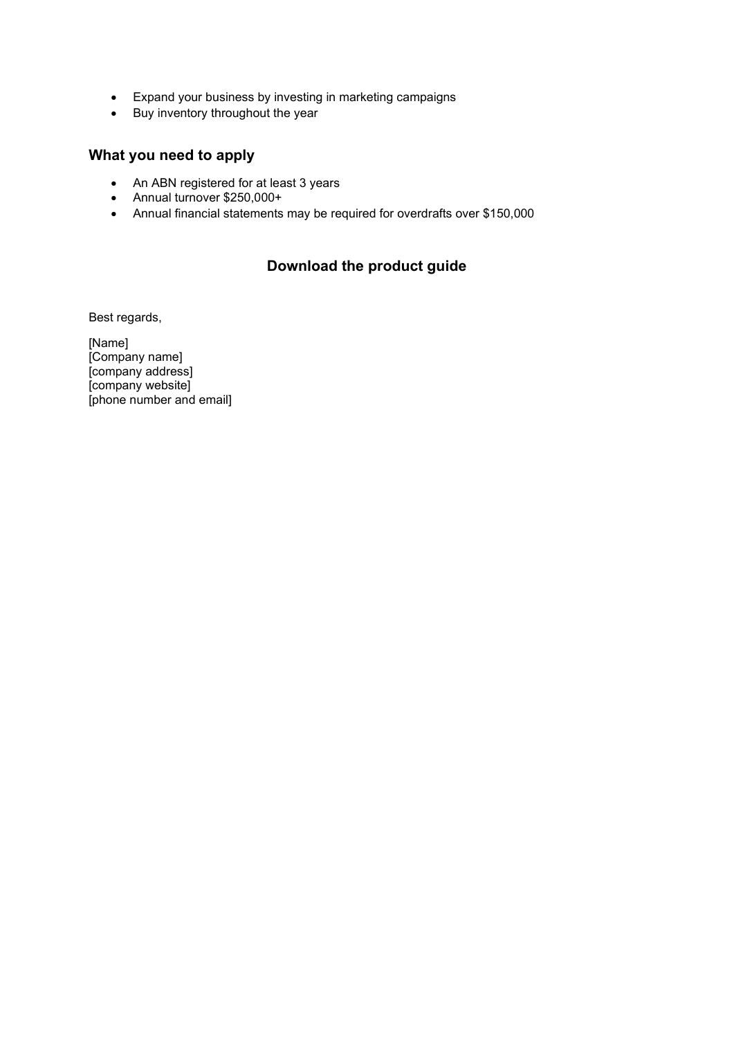- Expand your business by investing in marketing campaigns
- Buy inventory throughout the year

## What you need to apply

- An ABN registered for at least 3 years
- Annual turnover $250,000+
- Annual financial statements may be required for overdrafts over $150,000

**Download the product guide**

Best regards,

[Name]
[Company name]
[company address]
[company website]
[phone number and email]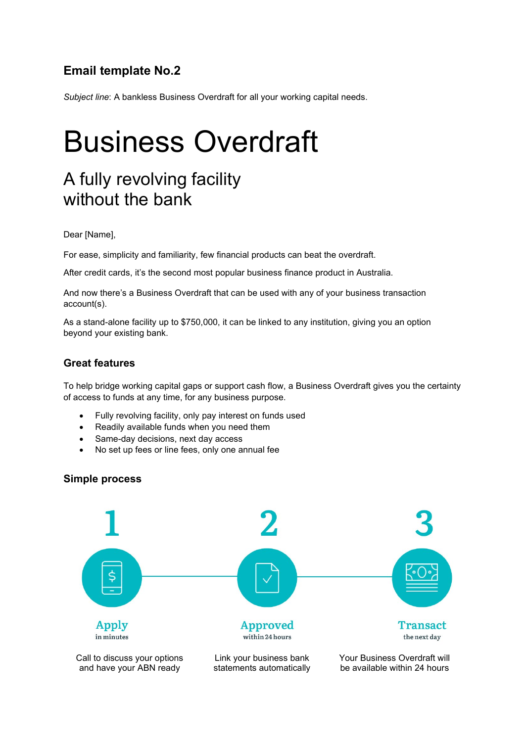## Email template No.2

*Subject line*: A bankless Business Overdraft for all your working capital needs.

# Business Overdraft

## A fully revolving facility without the bank

Dear [Name],

For ease, simplicity and familiarity, few financial products can beat the overdraft.

After credit cards, it's the second most popular business finance product in Australia.

And now there's a Business Overdraft that can be used with any of your business transaction account(s).

As a stand-alone facility up to $750,000, it can be linked to any institution, giving you an option beyond your existing bank.

### Great features

To help bridge working capital gaps or support cash flow, a Business Overdraft gives you the certainty of access to funds at any time, for any business purpose.

- Fully revolving facility, only pay interest on funds used
- Readily available funds when you need them
- Same-day decisions, next day access
- No set up fees or line fees, only one annual fee

### Simple process

**1 Apply** in minutes

Call to discuss your options and have your ABN ready

**2 Approved** within 24 hours

Link your business bank statements automatically

**3 Transact** the next day

Your Business Overdraft will be available within 24 hours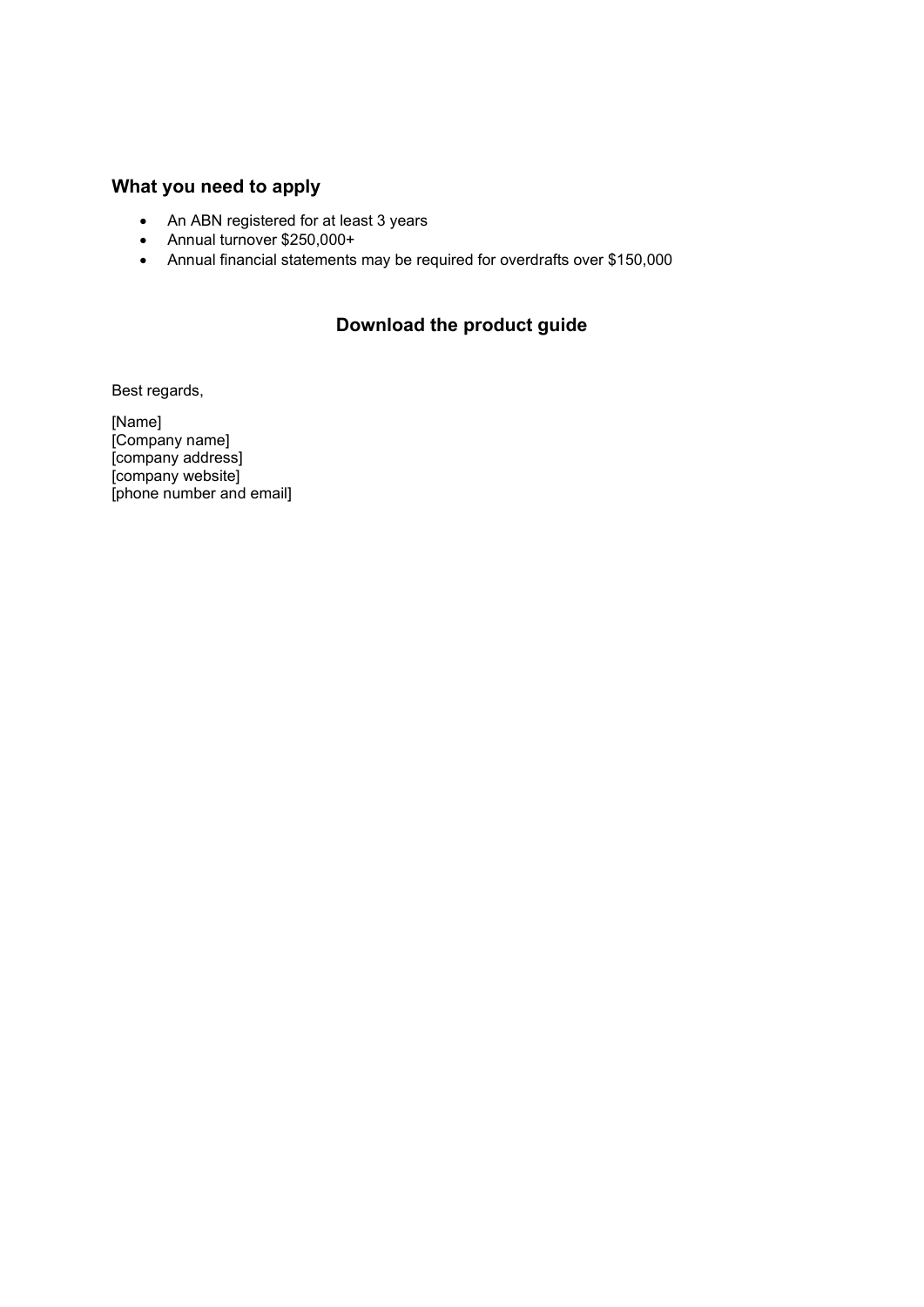## What you need to apply

- An ABN registered for at least 3 years
- Annual turnover $250,000+
- Annual financial statements may be required for overdrafts over $150,000

### Download the product guide

Best regards,

[Name]
[Company name]
[company address]
[company website]
[phone number and email]